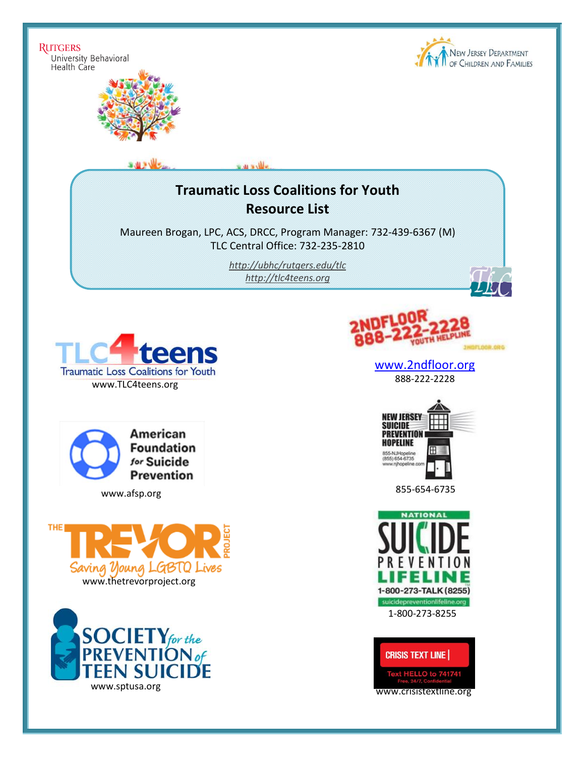Rutgers University Behavioral Health Care

New Jersey Department of Children and Families

# Traumatic Loss Coalitions for Youth Resource List

Maureen Brogan, LPC, ACS, DRCC, Program Manager: 732-439-6367 (M)
TLC Central Office: 732-235-2810

*http://ubhc/rutgers.edu/tlc*
*http://tlc4teens.org*

TLC4teens – Traumatic Loss Coalitions for Youth
www.TLC4teens.org

2NDFLOOR 888-222-2228 Youth Helpline
www.2ndfloor.org
888-222-2228

American Foundation for Suicide Prevention
www.afsp.org

New Jersey Suicide Prevention Hopeline
855-NJHopeline
(855) 654-6735
www.njhopeline.com
855-654-6735

The Trevor Project – Saving Young LGBTQ Lives
www.thetrevorproject.org

National Suicide Prevention Lifeline
1-800-273-TALK (8255)
suicidepreventionlifeline.org
1-800-273-8255

Society for the Prevention of Teen Suicide
www.sptusa.org

Crisis Text Line
Text HELLO to 741741
Free, 24/7, Confidential
www.crisistextline.org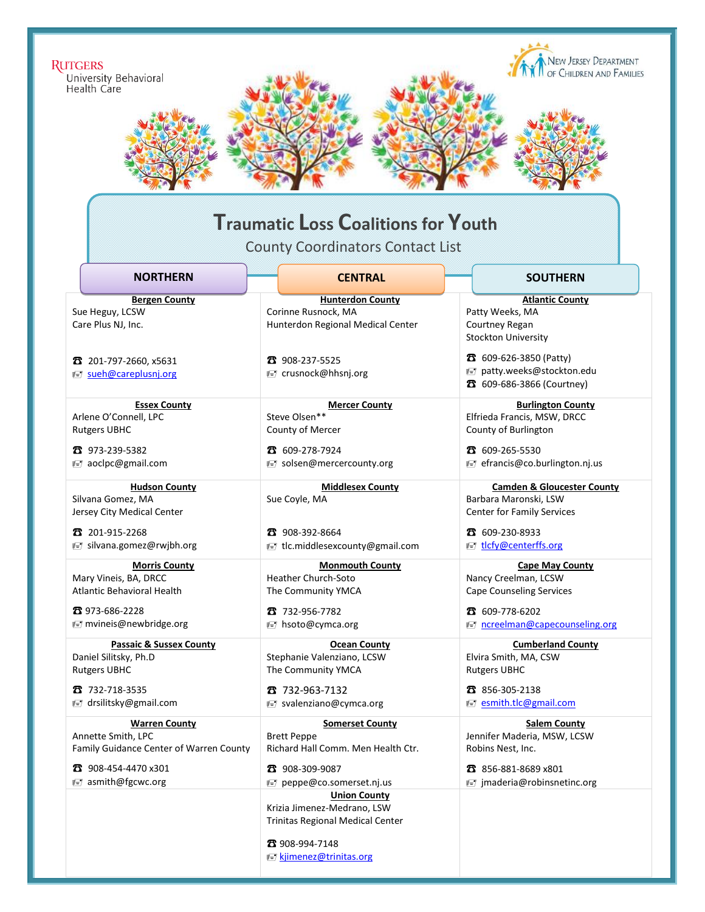Rutgers University Behavioral Health Care

New Jersey Department of Children and Families

# Traumatic Loss Coalitions for Youth

## County Coordinators Contact List

| NORTHERN | CENTRAL | SOUTHERN |
|---|---|---|
| **Bergen County**<br>Sue Heguy, LCSW<br>Care Plus NJ, Inc.<br>☎ 201-797-2660, x5631<br>sueh@careplusnj.org | **Hunterdon County**<br>Corinne Rusnock, MA<br>Hunterdon Regional Medical Center<br>☎ 908-237-5525<br>crusnock@hhsnj.org | **Atlantic County**<br>Patty Weeks, MA<br>Courtney Regan<br>Stockton University<br>☎ 609-626-3850 (Patty)<br>patty.weeks@stockton.edu<br>☎ 609-686-3866 (Courtney) |
| **Essex County**<br>Arlene O'Connell, LPC<br>Rutgers UBHC<br>☎ 973-239-5382<br>aoclpc@gmail.com | **Mercer County**<br>Steve Olsen**<br>County of Mercer<br>☎ 609-278-7924<br>solsen@mercercounty.org | **Burlington County**<br>Elfrieda Francis, MSW, DRCC<br>County of Burlington<br>☎ 609-265-5530<br>efrancis@co.burlington.nj.us |
| **Hudson County**<br>Silvana Gomez, MA<br>Jersey City Medical Center<br>☎ 201-915-2268<br>silvana.gomez@rwjbh.org | **Middlesex County**<br>Sue Coyle, MA<br>☎ 908-392-8664<br>tlc.middlesexcounty@gmail.com | **Camden & Gloucester County**<br>Barbara Maronski, LSW<br>Center for Family Services<br>☎ 609-230-8933<br>tlcfy@centerffs.org |
| **Morris County**<br>Mary Vineis, BA, DRCC<br>Atlantic Behavioral Health<br>☎ 973-686-2228<br>mvineis@newbridge.org | **Monmouth County**<br>Heather Church-Soto<br>The Community YMCA<br>☎ 732-956-7782<br>hsoto@cymca.org | **Cape May County**<br>Nancy Creelman, LCSW<br>Cape Counseling Services<br>☎ 609-778-6202<br>ncreelman@capecounseling.org |
| **Passaic & Sussex County**<br>Daniel Silitsky, Ph.D<br>Rutgers UBHC<br>☎ 732-718-3535<br>drsilitsky@gmail.com | **Ocean County**<br>Stephanie Valenziano, LCSW<br>The Community YMCA<br>☎ 732-963-7132<br>svalenziano@cymca.org | **Cumberland County**<br>Elvira Smith, MA, CSW<br>Rutgers UBHC<br>☎ 856-305-2138<br>esmith.tlc@gmail.com |
| **Warren County**<br>Annette Smith, LPC<br>Family Guidance Center of Warren County<br>☎ 908-454-4470 x301<br>asmith@fgcwc.org | **Somerset County**<br>Brett Peppe<br>Richard Hall Comm. Men Health Ctr.<br>☎ 908-309-9087<br>peppe@co.somerset.nj.us | **Salem County**<br>Jennifer Maderia, MSW, LCSW<br>Robins Nest, Inc.<br>☎ 856-881-8689 x801<br>jmaderia@robinsnetinc.org |
| | **Union County**<br>Krizia Jimenez-Medrano, LSW<br>Trinitas Regional Medical Center<br>☎ 908-994-7148<br>kjimenez@trinitas.org | |